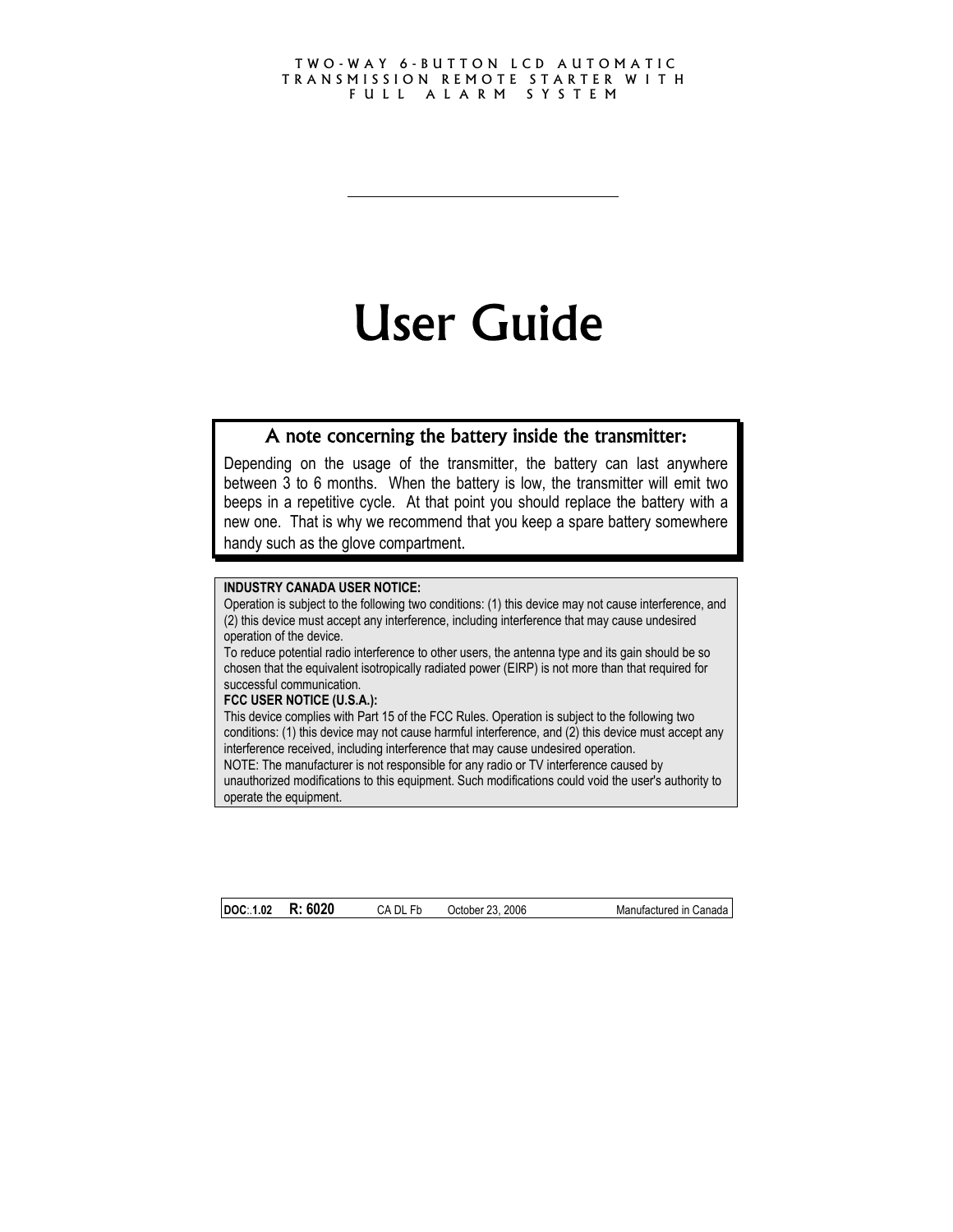TWO-WAY 6-BUTTON LCD AUTOMATIC TRANSMISSION REMOTE STARTER WITH FULL ALARM SYSTEM

---

# User Guide

## A note concerning the battery inside the transmitter:

Depending on the usage of the transmitter, the battery can last anywhere between 3 to 6 months. When the battery is low, the transmitter will emit two beeps in a repetitive cycle. At that point you should replace the battery with a new one. That is why we recommend that you keep a spare battery somewhere handy such as the glove compartment.

**INDUSTRY CANADA USER NOTICE:**
Operation is subject to the following two conditions: (1) this device may not cause interference, and (2) this device must accept any interference, including interference that may cause undesired operation of the device.
To reduce potential radio interference to other users, the antenna type and its gain should be so chosen that the equivalent isotropically radiated power (EIRP) is not more than that required for successful communication.
**FCC USER NOTICE (U.S.A.):**
This device complies with Part 15 of the FCC Rules. Operation is subject to the following two conditions: (1) this device may not cause harmful interference, and (2) this device must accept any interference received, including interference that may cause undesired operation.
NOTE: The manufacturer is not responsible for any radio or TV interference caused by unauthorized modifications to this equipment. Such modifications could void the user's authority to operate the equipment.

**DOC**:.**1.02** **R: 6020** CA DL Fb October 23, 2006 Manufactured in Canada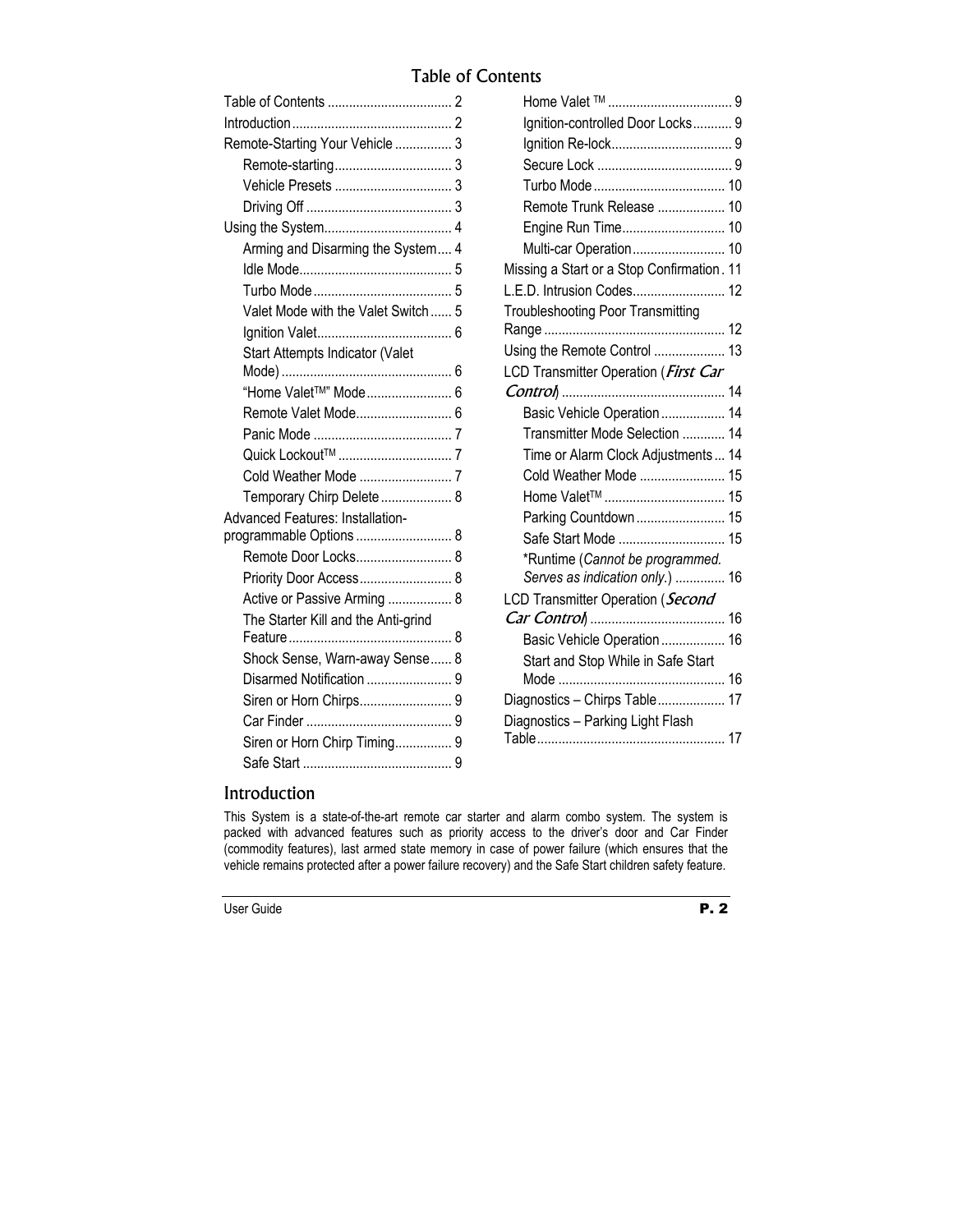# Table of Contents

- Table of Contents ... 2
- Introduction ... 2
- Remote-Starting Your Vehicle ... 3
  - Remote-starting ... 3
  - Vehicle Presets ... 3
  - Driving Off ... 3
- Using the System ... 4
  - Arming and Disarming the System ... 4
  - Idle Mode ... 5
  - Turbo Mode ... 5
  - Valet Mode with the Valet Switch ... 5
  - Ignition Valet ... 6
  - Start Attempts Indicator (Valet Mode) ... 6
  - "Home Valet™" Mode ... 6
  - Remote Valet Mode ... 6
  - Panic Mode ... 7
  - Quick Lockout™ ... 7
  - Cold Weather Mode ... 7
  - Temporary Chirp Delete ... 8
- Advanced Features: Installation-programmable Options ... 8
  - Remote Door Locks ... 8
  - Priority Door Access ... 8
  - Active or Passive Arming ... 8
  - The Starter Kill and the Anti-grind Feature ... 8
  - Shock Sense, Warn-away Sense ... 8
  - Disarmed Notification ... 9
  - Siren or Horn Chirps ... 9
  - Car Finder ... 9
  - Siren or Horn Chirp Timing ... 9
  - Safe Start ... 9
  - Home Valet ™ ... 9
  - Ignition-controlled Door Locks ... 9
  - Ignition Re-lock ... 9
  - Secure Lock ... 9
  - Turbo Mode ... 10
  - Remote Trunk Release ... 10
  - Engine Run Time ... 10
  - Multi-car Operation ... 10
- Missing a Start or a Stop Confirmation ... 11
- L.E.D. Intrusion Codes ... 12
- Troubleshooting Poor Transmitting Range ... 12
- Using the Remote Control ... 13
- LCD Transmitter Operation (*First Car Control*) ... 14
  - Basic Vehicle Operation ... 14
  - Transmitter Mode Selection ... 14
  - Time or Alarm Clock Adjustments ... 14
  - Cold Weather Mode ... 15
  - Home Valet™ ... 15
  - Parking Countdown ... 15
  - Safe Start Mode ... 15
  - *Runtime (*Cannot be programmed. Serves as indication only.*) ... 16
- LCD Transmitter Operation (*Second Car Control*) ... 16
  - Basic Vehicle Operation ... 16
  - Start and Stop While in Safe Start Mode ... 16
- Diagnostics – Chirps Table ... 17
- Diagnostics – Parking Light Flash Table ... 17

## Introduction

This System is a state-of-the-art remote car starter and alarm combo system. The system is packed with advanced features such as priority access to the driver's door and Car Finder (commodity features), last armed state memory in case of power failure (which ensures that the vehicle remains protected after a power failure recovery) and the Safe Start children safety feature.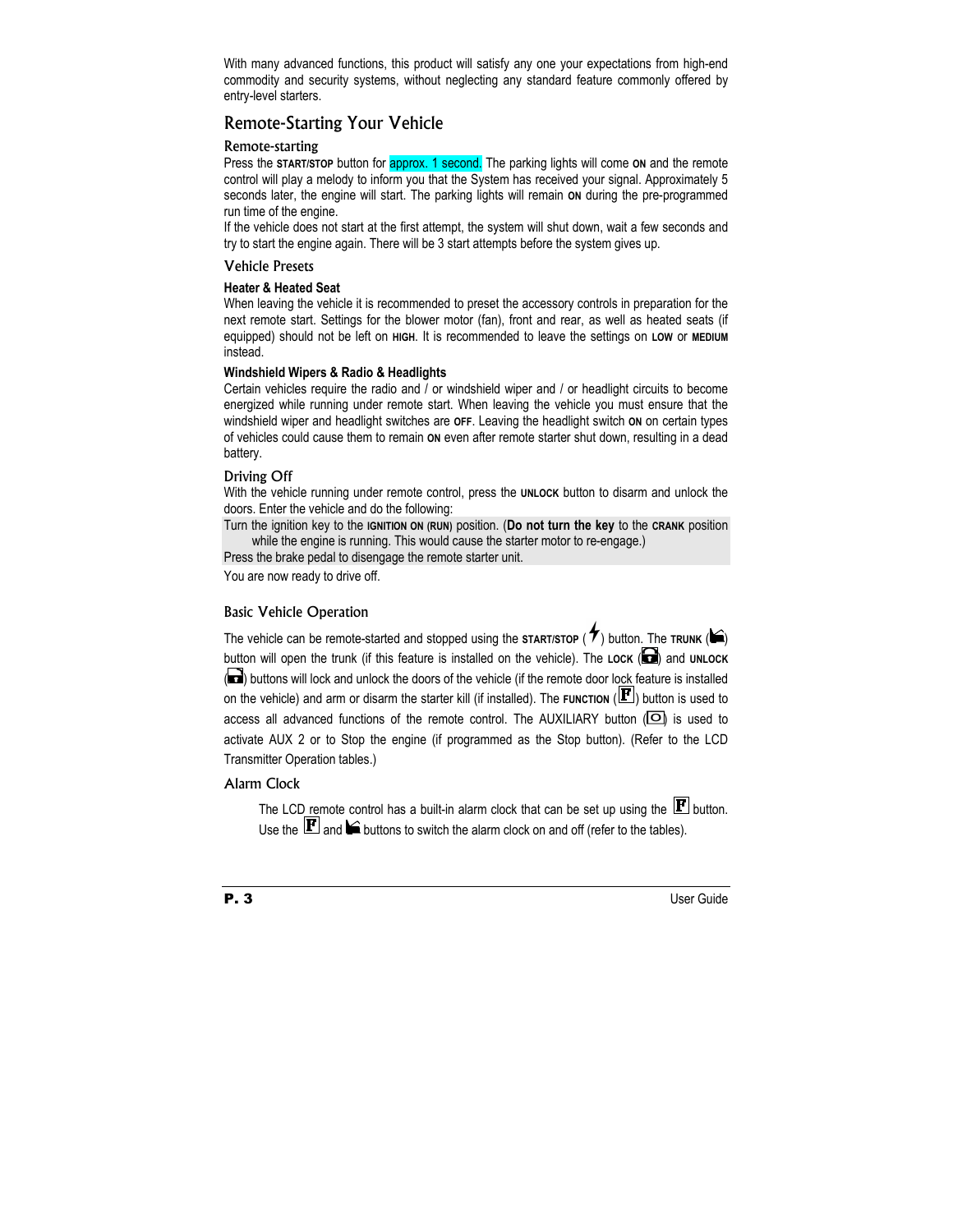With many advanced functions, this product will satisfy any one your expectations from high-end commodity and security systems, without neglecting any standard feature commonly offered by entry-level starters.

## Remote-Starting Your Vehicle

### Remote-starting

Press the **START/STOP** button for approx. 1 second. The parking lights will come **ON** and the remote control will play a melody to inform you that the System has received your signal. Approximately 5 seconds later, the engine will start. The parking lights will remain **ON** during the pre-programmed run time of the engine.

If the vehicle does not start at the first attempt, the system will shut down, wait a few seconds and try to start the engine again. There will be 3 start attempts before the system gives up.

### Vehicle Presets

**Heater & Heated Seat**

When leaving the vehicle it is recommended to preset the accessory controls in preparation for the next remote start. Settings for the blower motor (fan), front and rear, as well as heated seats (if equipped) should not be left on **HIGH**. It is recommended to leave the settings on **LOW** or **MEDIUM** instead.

**Windshield Wipers & Radio & Headlights**

Certain vehicles require the radio and / or windshield wiper and / or headlight circuits to become energized while running under remote start. When leaving the vehicle you must ensure that the windshield wiper and headlight switches are **OFF**. Leaving the headlight switch **ON** on certain types of vehicles could cause them to remain **ON** even after remote starter shut down, resulting in a dead battery.

### Driving Off

With the vehicle running under remote control, press the **UNLOCK** button to disarm and unlock the doors. Enter the vehicle and do the following:

Turn the ignition key to the **IGNITION ON (RUN)** position. (**Do not turn the key** to the **CRANK** position while the engine is running. This would cause the starter motor to re-engage.)

Press the brake pedal to disengage the remote starter unit.

You are now ready to drive off.

### Basic Vehicle Operation

The vehicle can be remote-started and stopped using the **START/STOP** (⚡) button. The **TRUNK** button will open the trunk (if this feature is installed on the vehicle). The **LOCK** and **UNLOCK** buttons will lock and unlock the doors of the vehicle (if the remote door lock feature is installed on the vehicle) and arm or disarm the starter kill (if installed). The **FUNCTION** (F) button is used to access all advanced functions of the remote control. The AUXILIARY button is used to activate AUX 2 or to Stop the engine (if programmed as the Stop button). (Refer to the LCD Transmitter Operation tables.)

### Alarm Clock

The LCD remote control has a built-in alarm clock that can be set up using the F button. Use the F and trunk buttons to switch the alarm clock on and off (refer to the tables).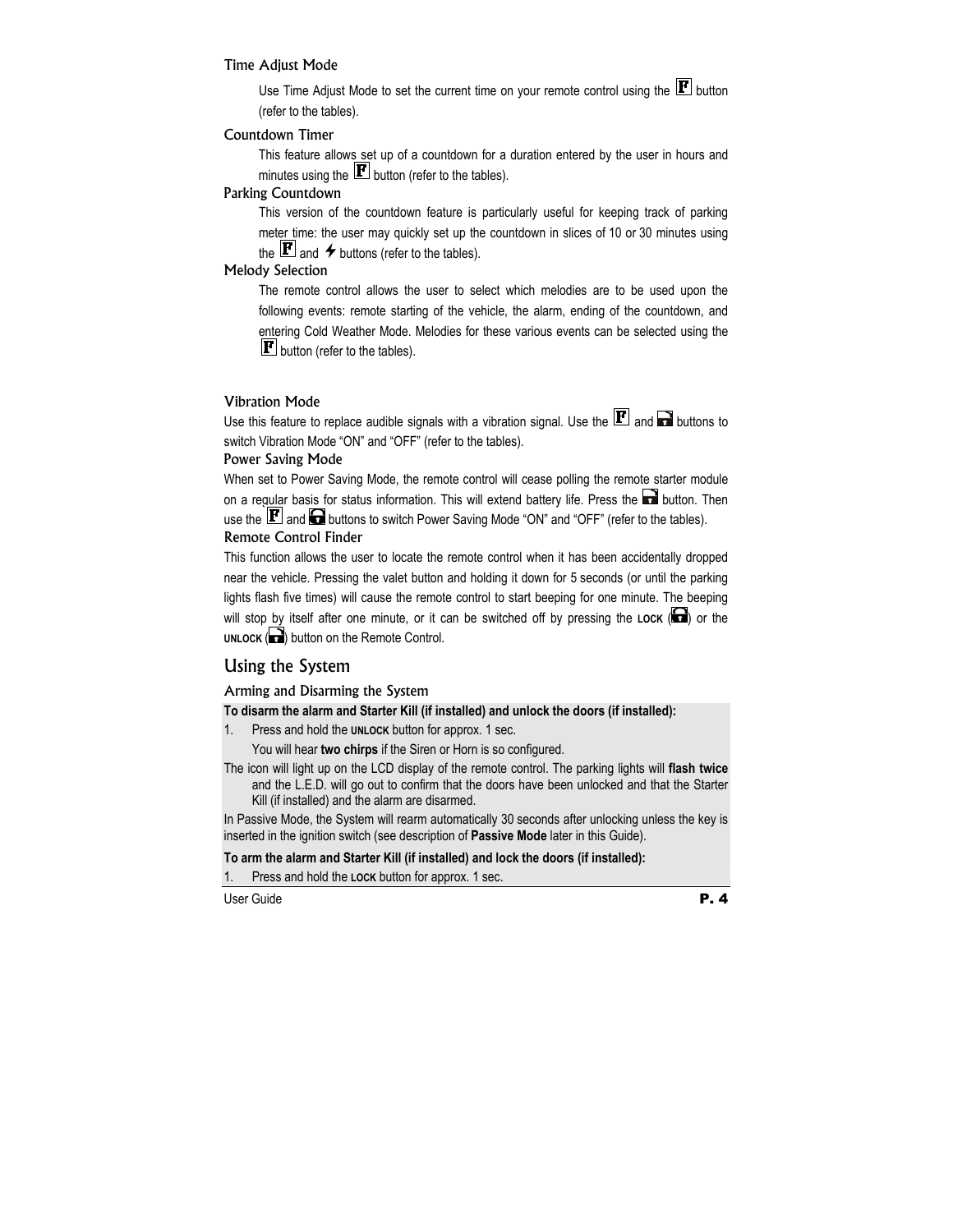### Time Adjust Mode

Use Time Adjust Mode to set the current time on your remote control using the F button (refer to the tables).

### Countdown Timer

This feature allows set up of a countdown for a duration entered by the user in hours and minutes using the F button (refer to the tables).

### Parking Countdown

This version of the countdown feature is particularly useful for keeping track of parking meter time: the user may quickly set up the countdown in slices of 10 or 30 minutes using the F and ⚡ buttons (refer to the tables).

### Melody Selection

The remote control allows the user to select which melodies are to be used upon the following events: remote starting of the vehicle, the alarm, ending of the countdown, and entering Cold Weather Mode. Melodies for these various events can be selected using the F button (refer to the tables).

### Vibration Mode

Use this feature to replace audible signals with a vibration signal. Use the F and UNLOCK buttons to switch Vibration Mode "ON" and "OFF" (refer to the tables).

### Power Saving Mode

When set to Power Saving Mode, the remote control will cease polling the remote starter module on a regular basis for status information. This will extend battery life. Press the UNLOCK button. Then use the F and LOCK buttons to switch Power Saving Mode "ON" and "OFF" (refer to the tables).

### Remote Control Finder

This function allows the user to locate the remote control when it has been accidentally dropped near the vehicle. Pressing the valet button and holding it down for 5 seconds (or until the parking lights flash five times) will cause the remote control to start beeping for one minute. The beeping will stop by itself after one minute, or it can be switched off by pressing the **LOCK** (LOCK) or the **UNLOCK** (UNLOCK) button on the Remote Control.

## Using the System

### Arming and Disarming the System

**To disarm the alarm and Starter Kill (if installed) and unlock the doors (if installed):**

1. Press and hold the **UNLOCK** button for approx. 1 sec.

   You will hear **two chirps** if the Siren or Horn is so configured.

The icon will light up on the LCD display of the remote control. The parking lights will **flash twice** and the L.E.D. will go out to confirm that the doors have been unlocked and that the Starter Kill (if installed) and the alarm are disarmed.

In Passive Mode, the System will rearm automatically 30 seconds after unlocking unless the key is inserted in the ignition switch (see description of **Passive Mode** later in this Guide).

**To arm the alarm and Starter Kill (if installed) and lock the doors (if installed):**

1. Press and hold the **LOCK** button for approx. 1 sec.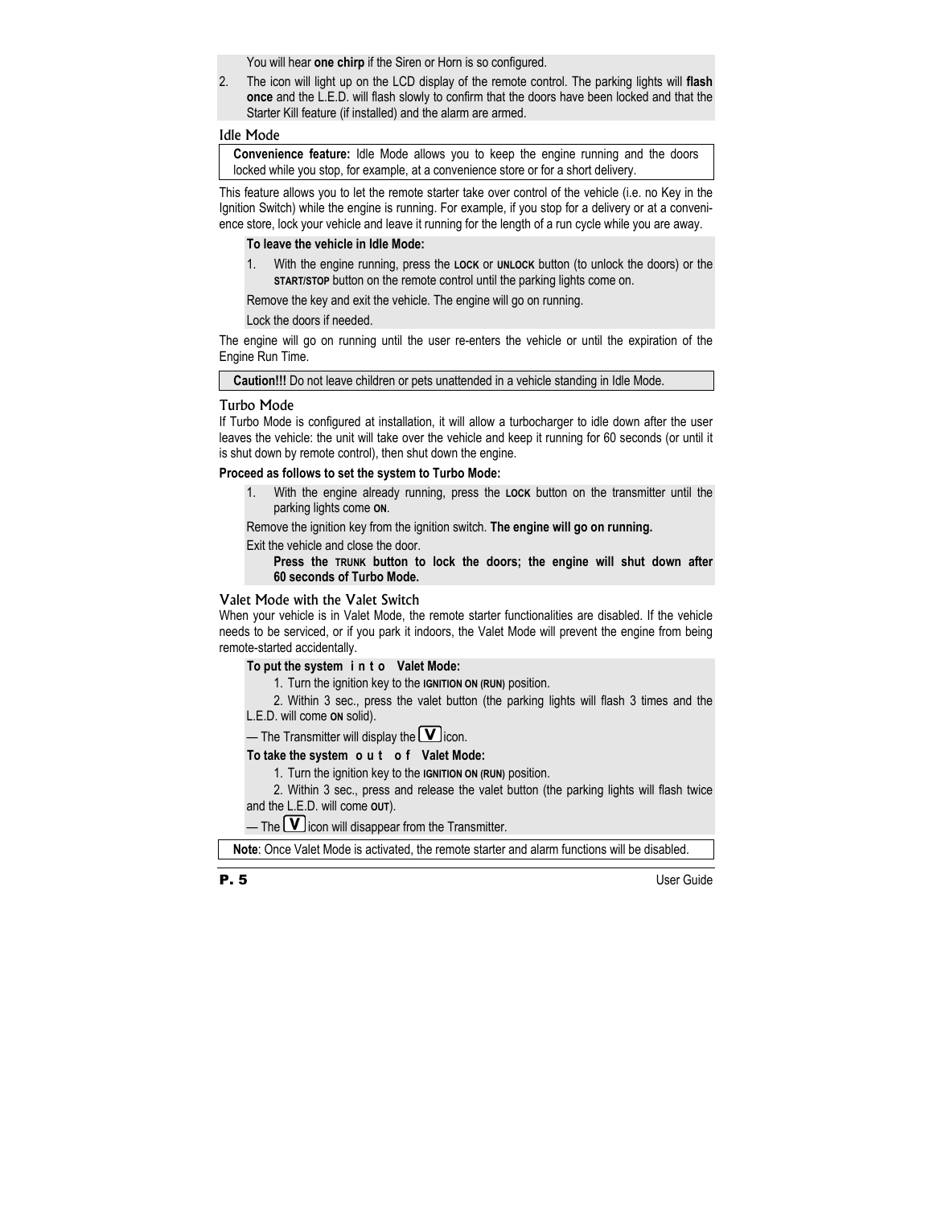You will hear **one chirp** if the Siren or Horn is so configured.

2. The icon will light up on the LCD display of the remote control. The parking lights will **flash once** and the L.E.D. will flash slowly to confirm that the doors have been locked and that the Starter Kill feature (if installed) and the alarm are armed.

### Idle Mode

**Convenience feature:** Idle Mode allows you to keep the engine running and the doors locked while you stop, for example, at a convenience store or for a short delivery.

This feature allows you to let the remote starter take over control of the vehicle (i.e. no Key in the Ignition Switch) while the engine is running. For example, if you stop for a delivery or at a convenience store, lock your vehicle and leave it running for the length of a run cycle while you are away.

**To leave the vehicle in Idle Mode:**

1. With the engine running, press the **LOCK** or **UNLOCK** button (to unlock the doors) or the **START/STOP** button on the remote control until the parking lights come on.

Remove the key and exit the vehicle. The engine will go on running.

Lock the doors if needed.

The engine will go on running until the user re-enters the vehicle or until the expiration of the Engine Run Time.

**Caution!!!** Do not leave children or pets unattended in a vehicle standing in Idle Mode.

### Turbo Mode

If Turbo Mode is configured at installation, it will allow a turbocharger to idle down after the user leaves the vehicle: the unit will take over the vehicle and keep it running for 60 seconds (or until it is shut down by remote control), then shut down the engine.

**Proceed as follows to set the system to Turbo Mode:**

1. With the engine already running, press the **LOCK** button on the transmitter until the parking lights come **ON**.

Remove the ignition key from the ignition switch. **The engine will go on running.**

Exit the vehicle and close the door.

**Press the TRUNK button to lock the doors; the engine will shut down after 60 seconds of Turbo Mode.**

### Valet Mode with the Valet Switch

When your vehicle is in Valet Mode, the remote starter functionalities are disabled. If the vehicle needs to be serviced, or if you park it indoors, the Valet Mode will prevent the engine from being remote-started accidentally.

**To put the system into Valet Mode:**

1. Turn the ignition key to the **IGNITION ON (RUN)** position.

2. Within 3 sec., press the valet button (the parking lights will flash 3 times and the L.E.D. will come **ON** solid).

— The Transmitter will display the **V** icon.

**To take the system out of Valet Mode:**

1. Turn the ignition key to the **IGNITION ON (RUN)** position.

2. Within 3 sec., press and release the valet button (the parking lights will flash twice and the L.E.D. will come **OUT**).

— The **V** icon will disappear from the Transmitter.

**Note**: Once Valet Mode is activated, the remote starter and alarm functions will be disabled.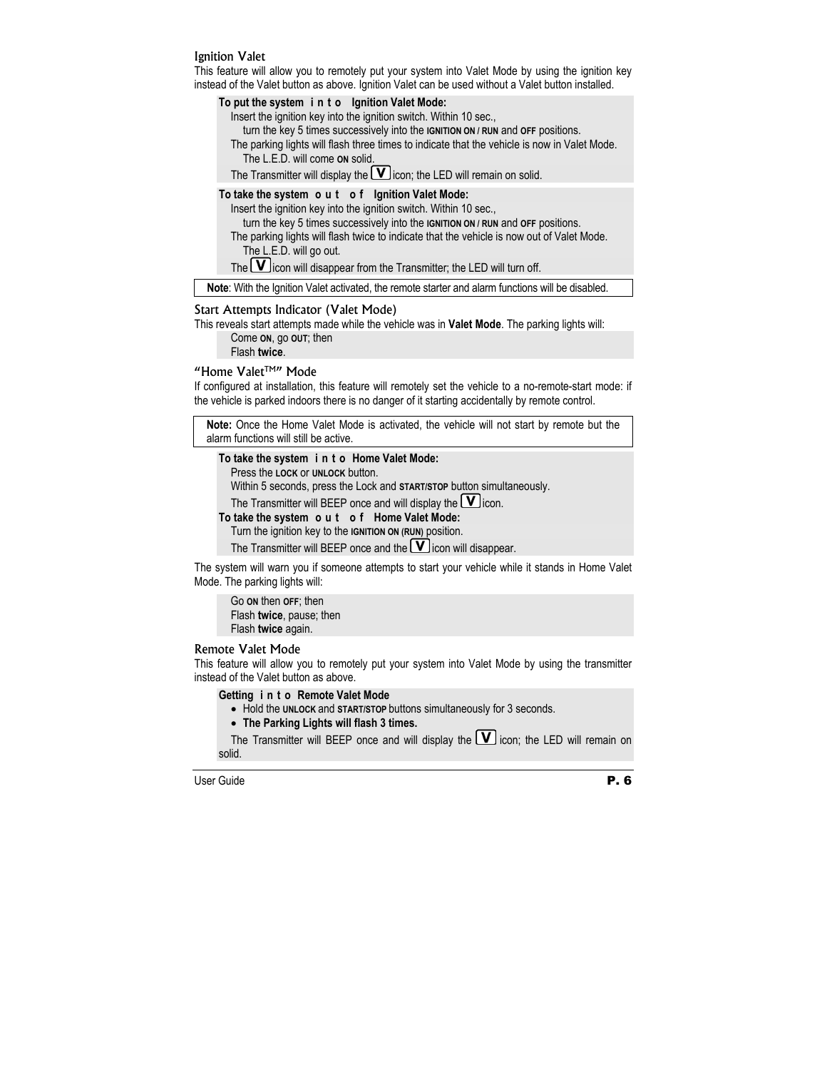### Ignition Valet

This feature will allow you to remotely put your system into Valet Mode by using the ignition key instead of the Valet button as above. Ignition Valet can be used without a Valet button installed.

**To put the system into Ignition Valet Mode:**

Insert the ignition key into the ignition switch. Within 10 sec.,
turn the key 5 times successively into the **IGNITION ON / RUN** and **OFF** positions.
The parking lights will flash three times to indicate that the vehicle is now in Valet Mode.
The L.E.D. will come **ON** solid.
The Transmitter will display the **V** icon; the LED will remain on solid.

**To take the system out of Ignition Valet Mode:**

Insert the ignition key into the ignition switch. Within 10 sec.,
turn the key 5 times successively into the **IGNITION ON / RUN** and **OFF** positions.
The parking lights will flash twice to indicate that the vehicle is now out of Valet Mode.
The L.E.D. will go out.
The **V** icon will disappear from the Transmitter; the LED will turn off.

**Note**: With the Ignition Valet activated, the remote starter and alarm functions will be disabled.

### Start Attempts Indicator (Valet Mode)

This reveals start attempts made while the vehicle was in **Valet Mode**. The parking lights will:

Come **ON**, go **OUT**; then
Flash **twice**.

### "Home Valet™" Mode

If configured at installation, this feature will remotely set the vehicle to a no-remote-start mode: if the vehicle is parked indoors there is no danger of it starting accidentally by remote control.

**Note:** Once the Home Valet Mode is activated, the vehicle will not start by remote but the alarm functions will still be active.

**To take the system into Home Valet Mode:**

Press the **LOCK** or **UNLOCK** button.
Within 5 seconds, press the Lock and **START/STOP** button simultaneously.
The Transmitter will BEEP once and will display the **V** icon.

**To take the system out of Home Valet Mode:**

Turn the ignition key to the **IGNITION ON (RUN)** position.
The Transmitter will BEEP once and the **V** icon will disappear.

The system will warn you if someone attempts to start your vehicle while it stands in Home Valet Mode. The parking lights will:

Go **ON** then **OFF**; then
Flash **twice**, pause; then
Flash **twice** again.

### Remote Valet Mode

This feature will allow you to remotely put your system into Valet Mode by using the transmitter instead of the Valet button as above.

**Getting into Remote Valet Mode**

- Hold the **UNLOCK** and **START/STOP** buttons simultaneously for 3 seconds.
- **The Parking Lights will flash 3 times.**

The Transmitter will BEEP once and will display the **V** icon; the LED will remain on solid.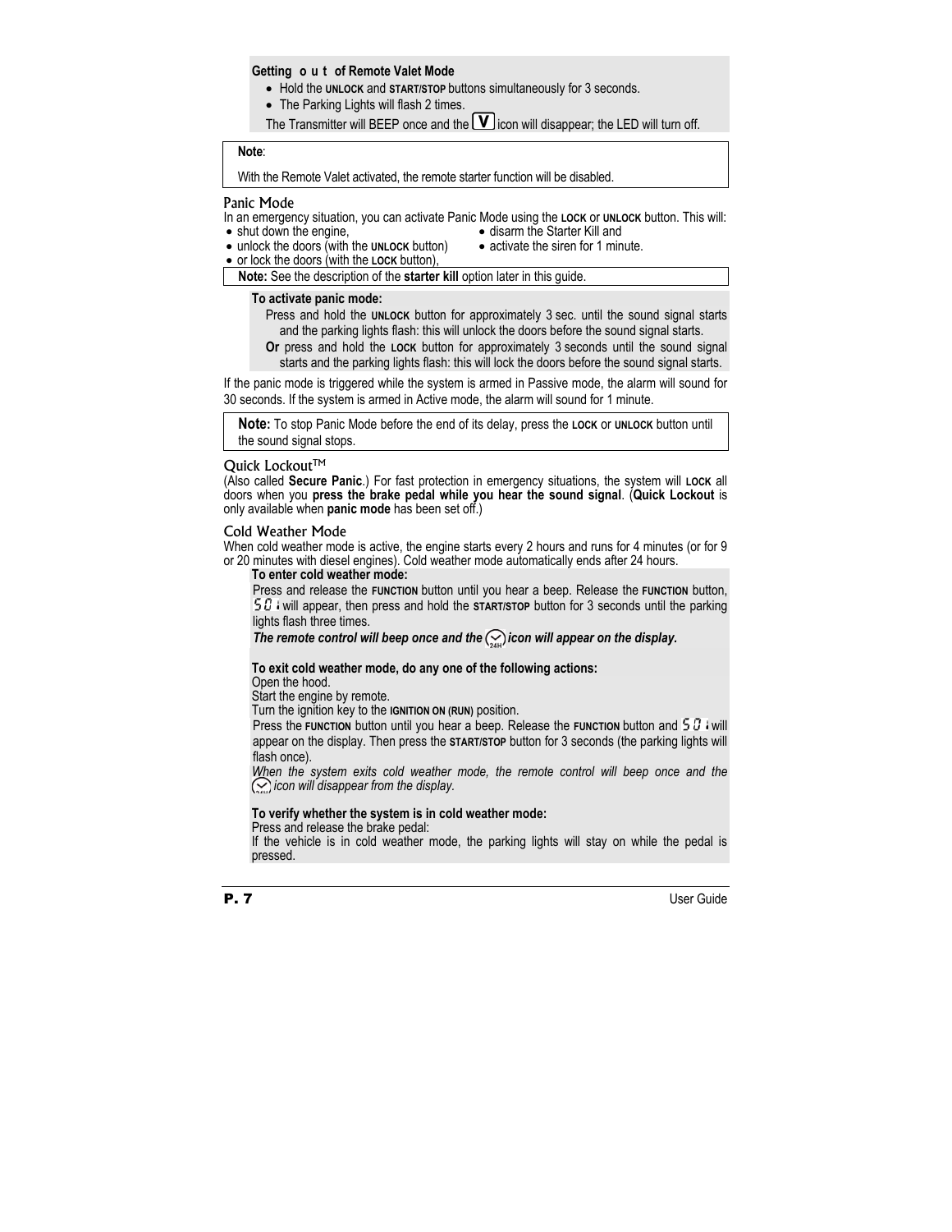**Getting out of Remote Valet Mode**

- Hold the **UNLOCK** and **START/STOP** buttons simultaneously for 3 seconds.
- The Parking Lights will flash 2 times.

The Transmitter will BEEP once and the **V** icon will disappear; the LED will turn off.

**Note**:

With the Remote Valet activated, the remote starter function will be disabled.

## Panic Mode

In an emergency situation, you can activate Panic Mode using the **LOCK** or **UNLOCK** button. This will:

- shut down the engine,
- unlock the doors (with the **UNLOCK** button)
- or lock the doors (with the **LOCK** button),
- disarm the Starter Kill and
- activate the siren for 1 minute.

**Note:** See the description of the **starter kill** option later in this guide.

**To activate panic mode:**

Press and hold the **UNLOCK** button for approximately 3 sec. until the sound signal starts and the parking lights flash: this will unlock the doors before the sound signal starts.

**Or** press and hold the **LOCK** button for approximately 3 seconds until the sound signal starts and the parking lights flash: this will lock the doors before the sound signal starts.

If the panic mode is triggered while the system is armed in Passive mode, the alarm will sound for 30 seconds. If the system is armed in Active mode, the alarm will sound for 1 minute.

**Note:** To stop Panic Mode before the end of its delay, press the **LOCK** or **UNLOCK** button until the sound signal stops.

## Quick Lockout™

(Also called **Secure Panic**.) For fast protection in emergency situations, the system will **LOCK** all doors when you **press the brake pedal while you hear the sound signal**. (**Quick Lockout** is only available when **panic mode** has been set off.)

## Cold Weather Mode

When cold weather mode is active, the engine starts every 2 hours and runs for 4 minutes (or for 9 or 20 minutes with diesel engines). Cold weather mode automatically ends after 24 hours.

**To enter cold weather mode:**

Press and release the **FUNCTION** button until you hear a beep. Release the **FUNCTION** button, 5 0 1 will appear, then press and hold the **START/STOP** button for 3 seconds until the parking lights flash three times.

***The remote control will beep once and the (24H) icon will appear on the display.***

**To exit cold weather mode, do any one of the following actions:**

Open the hood.

Start the engine by remote.

Turn the ignition key to the **IGNITION ON (RUN)** position.

Press the **FUNCTION** button until you hear a beep. Release the **FUNCTION** button and 5 0 1 will appear on the display. Then press the **START/STOP** button for 3 seconds (the parking lights will flash once).

*When the system exits cold weather mode, the remote control will beep once and the (24H) icon will disappear from the display.*

**To verify whether the system is in cold weather mode:**

Press and release the brake pedal:

If the vehicle is in cold weather mode, the parking lights will stay on while the pedal is pressed.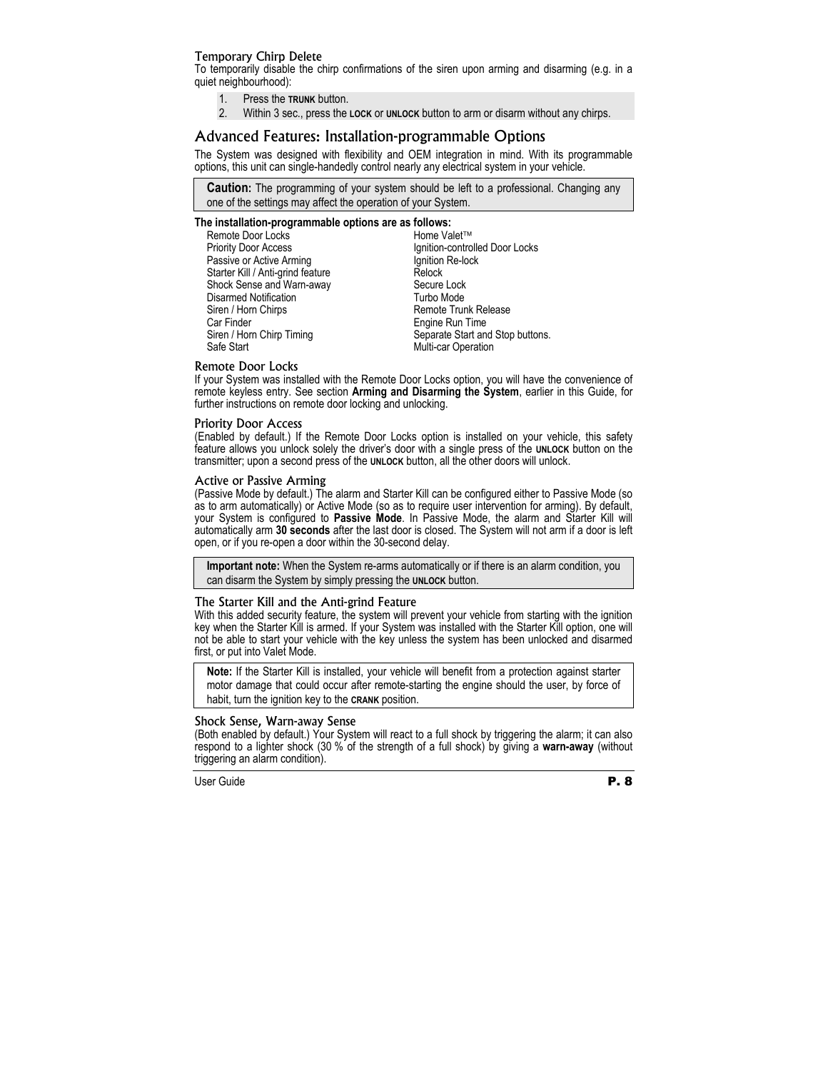### Temporary Chirp Delete

To temporarily disable the chirp confirmations of the siren upon arming and disarming (e.g. in a quiet neighbourhood):

1. Press the **TRUNK** button.
2. Within 3 sec., press the **LOCK** or **UNLOCK** button to arm or disarm without any chirps.

## Advanced Features: Installation-programmable Options

The System was designed with flexibility and OEM integration in mind. With its programmable options, this unit can single-handedly control nearly any electrical system in your vehicle.

> **Caution:** The programming of your system should be left to a professional. Changing any one of the settings may affect the operation of your System.

**The installation-programmable options are as follows:**

- Remote Door Locks
- Priority Door Access
- Passive or Active Arming
- Starter Kill / Anti-grind feature
- Shock Sense and Warn-away
- Disarmed Notification
- Siren / Horn Chirps
- Car Finder
- Siren / Horn Chirp Timing
- Safe Start
- Home Valet™
- Ignition-controlled Door Locks
- Ignition Re-lock
- Relock
- Secure Lock
- Turbo Mode
- Remote Trunk Release
- Engine Run Time
- Separate Start and Stop buttons.
- Multi-car Operation

### Remote Door Locks

If your System was installed with the Remote Door Locks option, you will have the convenience of remote keyless entry. See section **Arming and Disarming the System**, earlier in this Guide, for further instructions on remote door locking and unlocking.

### Priority Door Access

(Enabled by default.) If the Remote Door Locks option is installed on your vehicle, this safety feature allows you unlock solely the driver's door with a single press of the **UNLOCK** button on the transmitter; upon a second press of the **UNLOCK** button, all the other doors will unlock.

### Active or Passive Arming

(Passive Mode by default.) The alarm and Starter Kill can be configured either to Passive Mode (so as to arm automatically) or Active Mode (so as to require user intervention for arming). By default, your System is configured to **Passive Mode**. In Passive Mode, the alarm and Starter Kill will automatically arm **30 seconds** after the last door is closed. The System will not arm if a door is left open, or if you re-open a door within the 30-second delay.

> **Important note:** When the System re-arms automatically or if there is an alarm condition, you can disarm the System by simply pressing the **UNLOCK** button.

### The Starter Kill and the Anti-grind Feature

With this added security feature, the system will prevent your vehicle from starting with the ignition key when the Starter Kill is armed. If your System was installed with the Starter Kill option, one will not be able to start your vehicle with the key unless the system has been unlocked and disarmed first, or put into Valet Mode.

> **Note:** If the Starter Kill is installed, your vehicle will benefit from a protection against starter motor damage that could occur after remote-starting the engine should the user, by force of habit, turn the ignition key to the **CRANK** position.

### Shock Sense, Warn-away Sense

(Both enabled by default.) Your System will react to a full shock by triggering the alarm; it can also respond to a lighter shock (30 % of the strength of a full shock) by giving a **warn-away** (without triggering an alarm condition).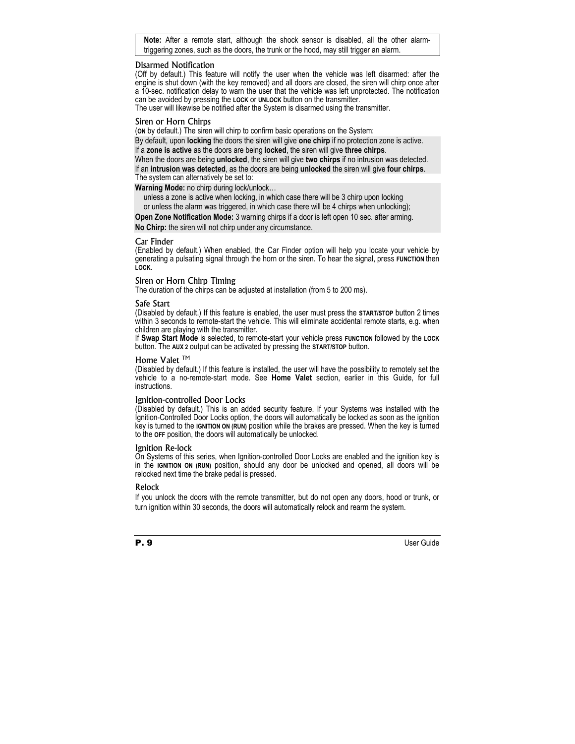> **Note:** After a remote start, although the shock sensor is disabled, all the other alarm-triggering zones, such as the doors, the trunk or the hood, may still trigger an alarm.

### Disarmed Notification

(Off by default.) This feature will notify the user when the vehicle was left disarmed: after the engine is shut down (with the key removed) and all doors are closed, the siren will chirp once after a 10-sec. notification delay to warn the user that the vehicle was left unprotected. The notification can be avoided by pressing the **LOCK** or **UNLOCK** button on the transmitter.
The user will likewise be notified after the System is disarmed using the transmitter.

### Siren or Horn Chirps

(**ON** by default.) The siren will chirp to confirm basic operations on the System:

By default, upon **locking** the doors the siren will give **one chirp** if no protection zone is active.
If a **zone is active** as the doors are being **locked**, the siren will give **three chirps**.
When the doors are being **unlocked**, the siren will give **two chirps** if no intrusion was detected.
If an **intrusion was detected**, as the doors are being **unlocked** the siren will give **four chirps**.

The system can alternatively be set to:

**Warning Mode:** no chirp during lock/unlock…
unless a zone is active when locking, in which case there will be 3 chirp upon locking
or unless the alarm was triggered, in which case there will be 4 chirps when unlocking);

**Open Zone Notification Mode:** 3 warning chirps if a door is left open 10 sec. after arming.

**No Chirp:** the siren will not chirp under any circumstance.

### Car Finder

(Enabled by default.) When enabled, the Car Finder option will help you locate your vehicle by generating a pulsating signal through the horn or the siren. To hear the signal, press **FUNCTION** then **LOCK**.

### Siren or Horn Chirp Timing

The duration of the chirps can be adjusted at installation (from 5 to 200 ms).

### Safe Start

(Disabled by default.) If this feature is enabled, the user must press the **START/STOP** button 2 times within 3 seconds to remote-start the vehicle. This will eliminate accidental remote starts, e.g. when children are playing with the transmitter.
If **Swap Start Mode** is selected, to remote-start your vehicle press **FUNCTION** followed by the **LOCK** button. The **AUX 2** output can be activated by pressing the **START/STOP** button.

### Home Valet ™

(Disabled by default.) If this feature is installed, the user will have the possibility to remotely set the vehicle to a no-remote-start mode. See **Home Valet** section, earlier in this Guide, for full instructions.

### Ignition-controlled Door Locks

(Disabled by default.) This is an added security feature. If your Systems was installed with the Ignition-Controlled Door Locks option, the doors will automatically be locked as soon as the ignition key is turned to the **IGNITION ON (RUN)** position while the brakes are pressed. When the key is turned to the **OFF** position, the doors will automatically be unlocked.

### Ignition Re-lock

On Systems of this series, when Ignition-controlled Door Locks are enabled and the ignition key is in the **IGNITION ON (RUN)** position, should any door be unlocked and opened, all doors will be relocked next time the brake pedal is pressed.

### Relock

If you unlock the doors with the remote transmitter, but do not open any doors, hood or trunk, or turn ignition within 30 seconds, the doors will automatically relock and rearm the system.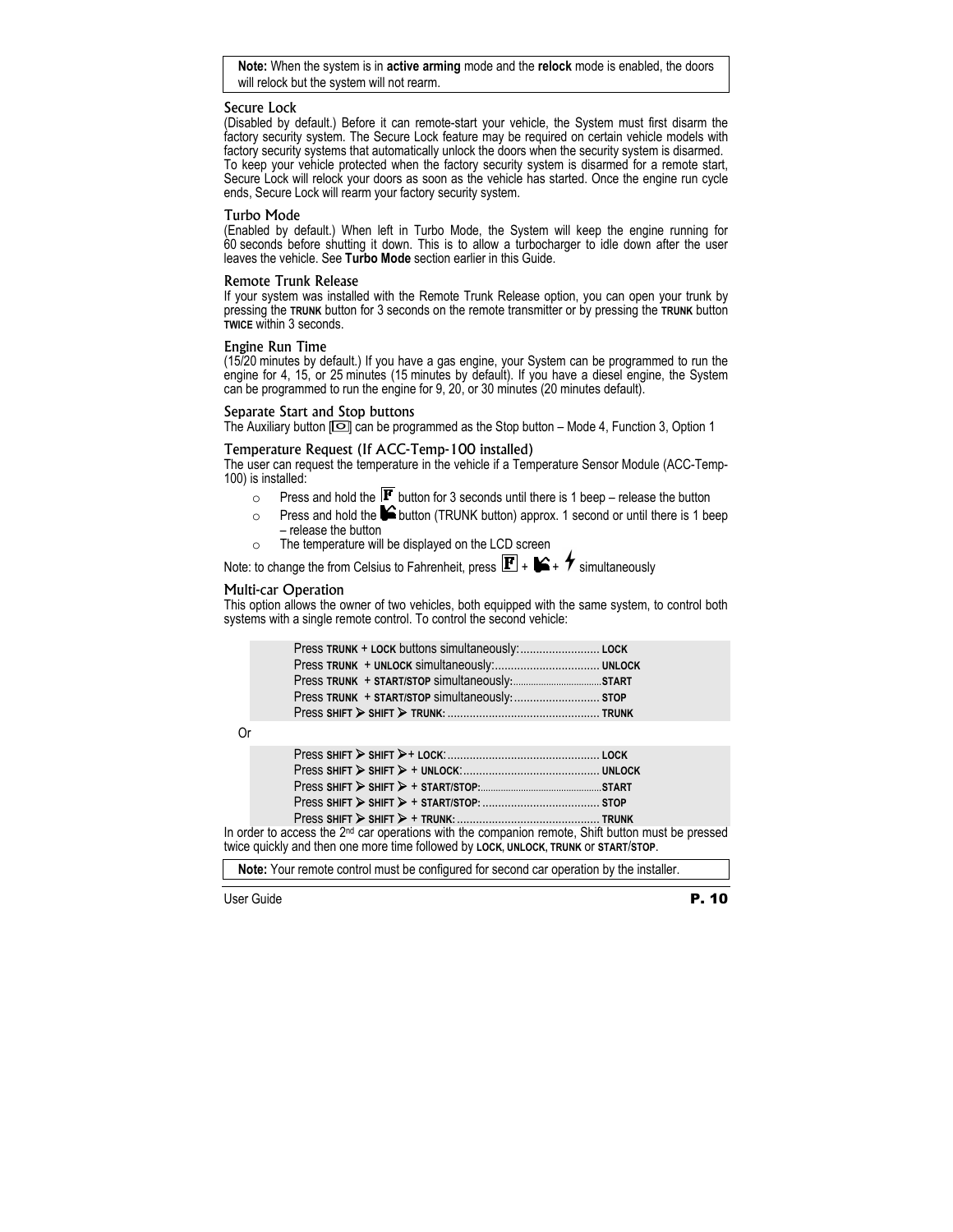> **Note:** When the system is in **active arming** mode and the **relock** mode is enabled, the doors will relock but the system will not rearm.

### Secure Lock

(Disabled by default.) Before it can remote-start your vehicle, the System must first disarm the factory security system. The Secure Lock feature may be required on certain vehicle models with factory security systems that automatically unlock the doors when the security system is disarmed.
To keep your vehicle protected when the factory security system is disarmed for a remote start, Secure Lock will relock your doors as soon as the vehicle has started. Once the engine run cycle ends, Secure Lock will rearm your factory security system.

### Turbo Mode

(Enabled by default.) When left in Turbo Mode, the System will keep the engine running for 60 seconds before shutting it down. This is to allow a turbocharger to idle down after the user leaves the vehicle. See **Turbo Mode** section earlier in this Guide.

### Remote Trunk Release

If your system was installed with the Remote Trunk Release option, you can open your trunk by pressing the **TRUNK** button for 3 seconds on the remote transmitter or by pressing the **TRUNK** button **TWICE** within 3 seconds.

### Engine Run Time

(15/20 minutes by default.) If you have a gas engine, your System can be programmed to run the engine for 4, 15, or 25 minutes (15 minutes by default). If you have a diesel engine, the System can be programmed to run the engine for 9, 20, or 30 minutes (20 minutes default).

### Separate Start and Stop buttons

The Auxiliary button [ ] can be programmed as the Stop button – Mode 4, Function 3, Option 1

### Temperature Request (If ACC-Temp-100 installed)

The user can request the temperature in the vehicle if a Temperature Sensor Module (ACC-Temp-100) is installed:

- Press and hold the **F** button for 3 seconds until there is 1 beep – release the button
- Press and hold the button (TRUNK button) approx. 1 second or until there is 1 beep – release the button
- The temperature will be displayed on the LCD screen

Note: to change the from Celsius to Fahrenheit, press **F** + + simultaneously

### Multi-car Operation

This option allows the owner of two vehicles, both equipped with the same system, to control both systems with a single remote control. To control the second vehicle:

| | |
|---|---|
| Press **TRUNK** + **LOCK** buttons simultaneously: | **LOCK** |
| Press **TRUNK** + **UNLOCK** simultaneously: | **UNLOCK** |
| Press **TRUNK** + **START/STOP** simultaneously: | **START** |
| Press **TRUNK** + **START/STOP** simultaneously: | **STOP** |
| Press **SHIFT** ➢ **SHIFT** ➢ **TRUNK**: | **TRUNK** |

Or

| | |
|---|---|
| Press **SHIFT** ➢ **SHIFT** ➢+ **LOCK**: | **LOCK** |
| Press **SHIFT** ➢ **SHIFT** ➢ + **UNLOCK**: | **UNLOCK** |
| Press **SHIFT** ➢ **SHIFT** ➢ + **START/STOP**: | **START** |
| Press **SHIFT** ➢ **SHIFT** ➢ + **START/STOP**: | **STOP** |
| Press **SHIFT** ➢ **SHIFT** ➢ + **TRUNK**: | **TRUNK** |

In order to access the 2nd car operations with the companion remote, Shift button must be pressed twice quickly and then one more time followed by **LOCK**, **UNLOCK**, **TRUNK** or **START/STOP**.

> **Note:** Your remote control must be configured for second car operation by the installer.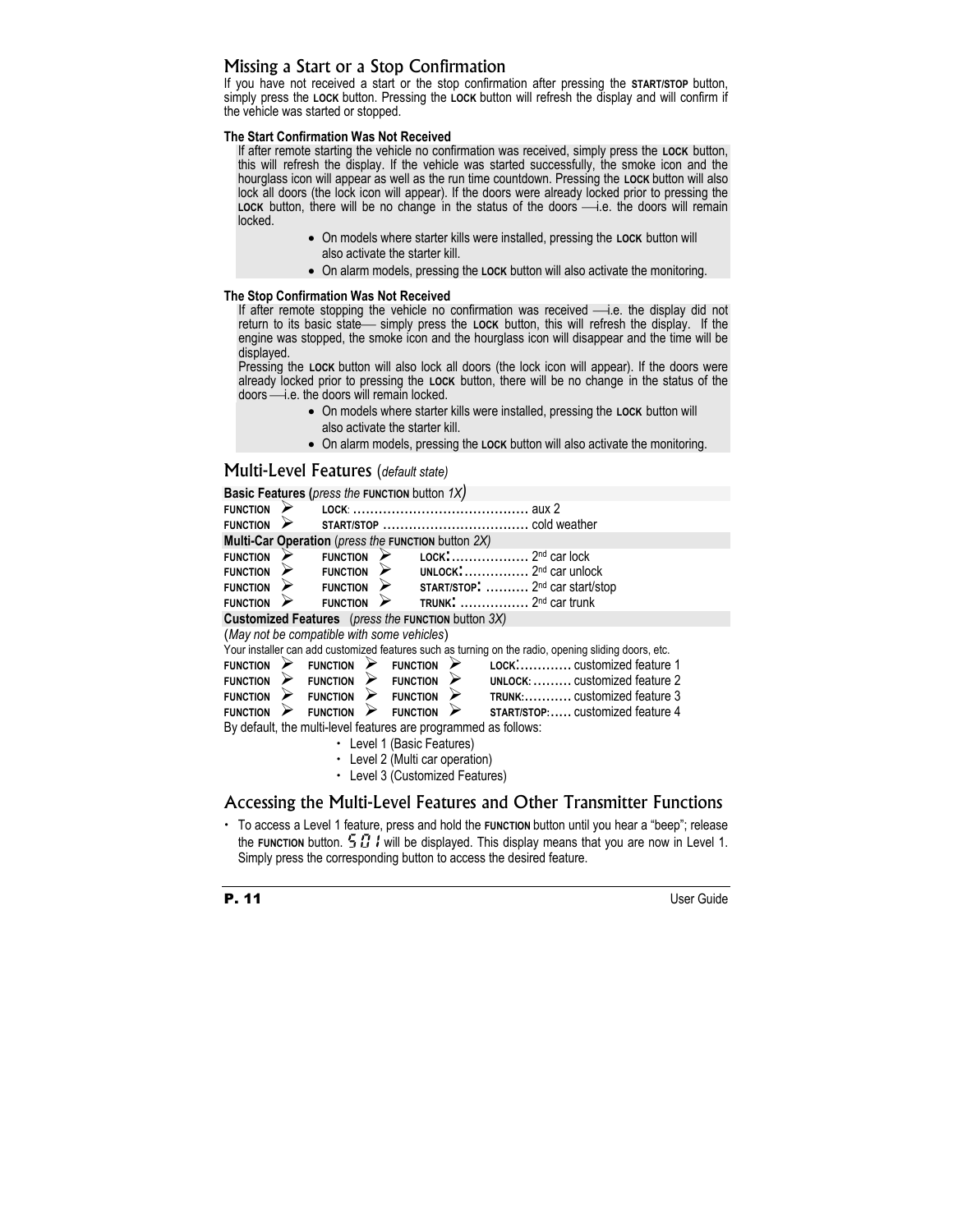## Missing a Start or a Stop Confirmation

If you have not received a start or the stop confirmation after pressing the **START/STOP** button, simply press the **LOCK** button. Pressing the **LOCK** button will refresh the display and will confirm if the vehicle was started or stopped.

### The Start Confirmation Was Not Received

If after remote starting the vehicle no confirmation was received, simply press the **LOCK** button, this will refresh the display. If the vehicle was started successfully, the smoke icon and the hourglass icon will appear as well as the run time countdown. Pressing the **LOCK** button will also lock all doors (the lock icon will appear). If the doors were already locked prior to pressing the **LOCK** button, there will be no change in the status of the doors —i.e. the doors will remain locked.

- On models where starter kills were installed, pressing the **LOCK** button will also activate the starter kill.
- On alarm models, pressing the **LOCK** button will also activate the monitoring.

### The Stop Confirmation Was Not Received

If after remote stopping the vehicle no confirmation was received —i.e. the display did not return to its basic state— simply press the **LOCK** button, this will refresh the display. If the engine was stopped, the smoke icon and the hourglass icon will disappear and the time will be displayed.

Pressing the **LOCK** button will also lock all doors (the lock icon will appear). If the doors were already locked prior to pressing the **LOCK** button, there will be no change in the status of the doors —i.e. the doors will remain locked.

- On models where starter kills were installed, pressing the **LOCK** button will also activate the starter kill.
- On alarm models, pressing the **LOCK** button will also activate the monitoring.

## Multi-Level Features (*default state*)

**Basic Features (***press the* **FUNCTION** button *1X***)**

FUNCTION ➢ LOCK: ........................................ aux 2
FUNCTION ➢ START/STOP ................................ cold weather

**Multi-Car Operation** (*press the* **FUNCTION** button *2X*)

FUNCTION ➢ FUNCTION ➢ LOCK: .................. 2nd car lock
FUNCTION ➢ FUNCTION ➢ UNLOCK: ............... 2nd car unlock
FUNCTION ➢ FUNCTION ➢ START/STOP: .......... 2nd car start/stop
FUNCTION ➢ FUNCTION ➢ TRUNK: ................ 2nd car trunk

**Customized Features** (*press the* **FUNCTION** button *3X*)

(*May not be compatible with some vehicles*)

Your installer can add customized features such as turning on the radio, opening sliding doors, etc.

FUNCTION ➢ FUNCTION ➢ FUNCTION ➢ LOCK:............ customized feature 1
FUNCTION ➢ FUNCTION ➢ FUNCTION ➢ UNLOCK: ......... customized feature 2
FUNCTION ➢ FUNCTION ➢ FUNCTION ➢ TRUNK:........... customized feature 3
FUNCTION ➢ FUNCTION ➢ FUNCTION ➢ START/STOP:..... customized feature 4

By default, the multi-level features are programmed as follows:

- Level 1 (Basic Features)
- Level 2 (Multi car operation)
- Level 3 (Customized Features)

## Accessing the Multi-Level Features and Other Transmitter Functions

- To access a Level 1 feature, press and hold the **FUNCTION** button until you hear a "beep"; release the **FUNCTION** button. 5 0 1 will be displayed. This display means that you are now in Level 1. Simply press the corresponding button to access the desired feature.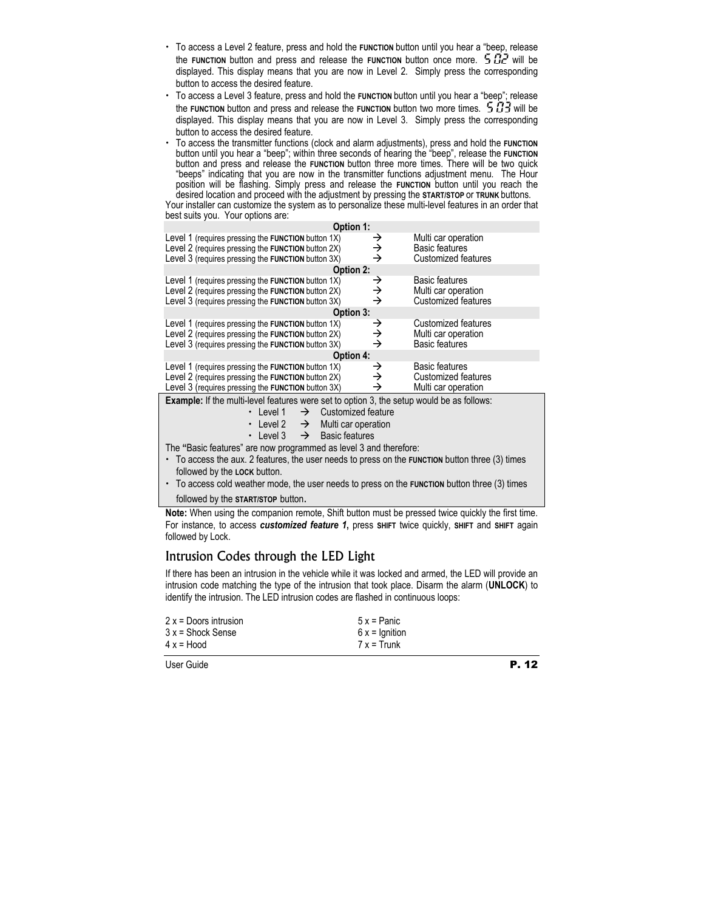- To access a Level 2 feature, press and hold the **FUNCTION** button until you hear a "beep, release the **FUNCTION** button and press and release the **FUNCTION** button once more. S02 will be displayed. This display means that you are now in Level 2. Simply press the corresponding button to access the desired feature.
- To access a Level 3 feature, press and hold the **FUNCTION** button until you hear a "beep"; release the **FUNCTION** button and press and release the **FUNCTION** button two more times. S03 will be displayed. This display means that you are now in Level 3. Simply press the corresponding button to access the desired feature.
- To access the transmitter functions (clock and alarm adjustments), press and hold the **FUNCTION** button until you hear a "beep"; within three seconds of hearing the "beep", release the **FUNCTION** button and press and release the **FUNCTION** button three more times. There will be two quick "beeps" indicating that you are now in the transmitter functions adjustment menu. The Hour position will be flashing. Simply press and release the **FUNCTION** button until you reach the desired location and proceed with the adjustment by pressing the **START/STOP** or **TRUNK** buttons.

Your installer can customize the system as to personalize these multi-level features in an order that best suits you. Your options are:

| | | |
|---|---|---|
| **Option 1:** | | |
| Level 1 (requires pressing the **FUNCTION** button 1X) | → | Multi car operation |
| Level 2 (requires pressing the **FUNCTION** button 2X) | → | Basic features |
| Level 3 (requires pressing the **FUNCTION** button 3X) | → | Customized features |
| **Option 2:** | | |
| Level 1 (requires pressing the **FUNCTION** button 1X) | → | Basic features |
| Level 2 (requires pressing the **FUNCTION** button 2X) | → | Multi car operation |
| Level 3 (requires pressing the **FUNCTION** button 3X) | → | Customized features |
| **Option 3:** | | |
| Level 1 (requires pressing the **FUNCTION** button 1X) | → | Customized features |
| Level 2 (requires pressing the **FUNCTION** button 2X) | → | Multi car operation |
| Level 3 (requires pressing the **FUNCTION** button 3X) | → | Basic features |
| **Option 4:** | | |
| Level 1 (requires pressing the **FUNCTION** button 1X) | → | Basic features |
| Level 2 (requires pressing the **FUNCTION** button 2X) | → | Customized features |
| Level 3 (requires pressing the **FUNCTION** button 3X) | → | Multi car operation |

**Example:** If the multi-level features were set to option 3, the setup would be as follows:

- Level 1 → Customized feature
- Level 2 → Multi car operation
- Level 3 → Basic features

The **"**Basic features" are now programmed as level 3 and therefore:

- To access the aux. 2 features, the user needs to press on the **FUNCTION** button three (3) times followed by the **LOCK** button.
- To access cold weather mode, the user needs to press on the **FUNCTION** button three (3) times followed by the **START/STOP** button.

**Note:** When using the companion remote, Shift button must be pressed twice quickly the first time. For instance, to access ***customized feature 1***, press **SHIFT** twice quickly, **SHIFT** and **SHIFT** again followed by Lock.

## Intrusion Codes through the LED Light

If there has been an intrusion in the vehicle while it was locked and armed, the LED will provide an intrusion code matching the type of the intrusion that took place. Disarm the alarm (**UNLOCK**) to identify the intrusion. The LED intrusion codes are flashed in continuous loops:

| | |
|---|---|
| 2 x = Doors intrusion | 5 x = Panic |
| 3 x = Shock Sense | 6 x = Ignition |
| 4 x = Hood | 7 x = Trunk |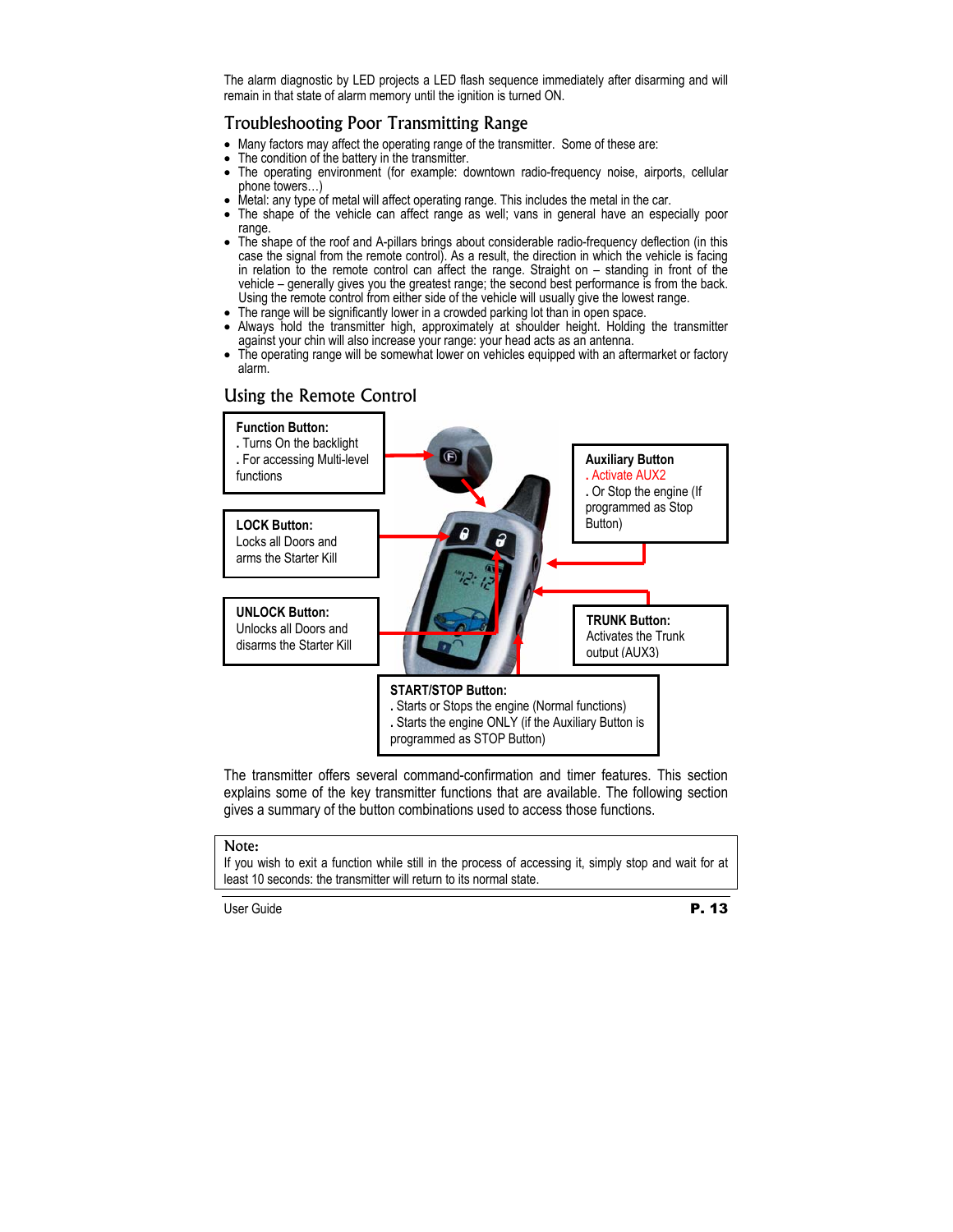The alarm diagnostic by LED projects a LED flash sequence immediately after disarming and will remain in that state of alarm memory until the ignition is turned ON.

## Troubleshooting Poor Transmitting Range

- Many factors may affect the operating range of the transmitter. Some of these are:
- The condition of the battery in the transmitter.
- The operating environment (for example: downtown radio-frequency noise, airports, cellular phone towers…)
- Metal: any type of metal will affect operating range. This includes the metal in the car.
- The shape of the vehicle can affect range as well; vans in general have an especially poor range.
- The shape of the roof and A-pillars brings about considerable radio-frequency deflection (in this case the signal from the remote control). As a result, the direction in which the vehicle is facing in relation to the remote control can affect the range. Straight on – standing in front of the vehicle – generally gives you the greatest range; the second best performance is from the back. Using the remote control from either side of the vehicle will usually give the lowest range.
- The range will be significantly lower in a crowded parking lot than in open space.
- Always hold the transmitter high, approximately at shoulder height. Holding the transmitter against your chin will also increase your range: your head acts as an antenna.
- The operating range will be somewhat lower on vehicles equipped with an aftermarket or factory alarm.

## Using the Remote Control

**Function Button:**
. Turns On the backlight
. For accessing Multi-level functions

**Auxiliary Button**
. Activate AUX2
. Or Stop the engine (If programmed as Stop Button)

**LOCK Button:**
Locks all Doors and arms the Starter Kill

**UNLOCK Button:**
Unlocks all Doors and disarms the Starter Kill

**TRUNK Button:**
Activates the Trunk output (AUX3)

**START/STOP Button:**
. Starts or Stops the engine (Normal functions)
. Starts the engine ONLY (if the Auxiliary Button is programmed as STOP Button)

The transmitter offers several command-confirmation and timer features. This section explains some of the key transmitter functions that are available. The following section gives a summary of the button combinations used to access those functions.

**Note:**
If you wish to exit a function while still in the process of accessing it, simply stop and wait for at least 10 seconds: the transmitter will return to its normal state.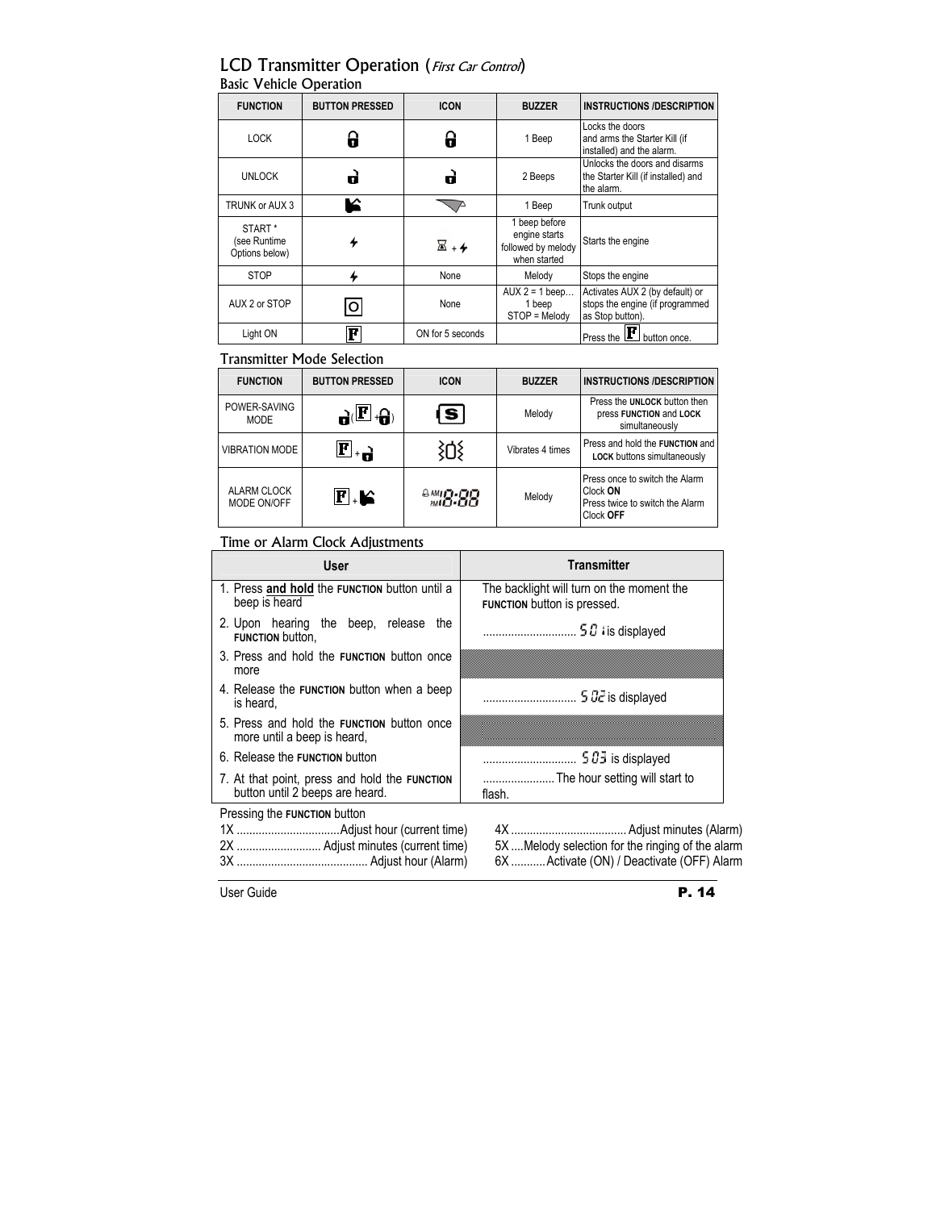# LCD Transmitter Operation (*First Car Control*)

## Basic Vehicle Operation

| FUNCTION | BUTTON PRESSED | ICON | BUZZER | INSTRUCTIONS /DESCRIPTION |
|---|---|---|---|---|
| LOCK | | | 1 Beep | Locks the doors and arms the Starter Kill (if installed) and the alarm. |
| UNLOCK | | | 2 Beeps | Unlocks the doors and disarms the Starter Kill (if installed) and the alarm. |
| TRUNK or AUX 3 | | | 1 Beep | Trunk output |
| START * (see Runtime Options below) | | + | 1 beep before engine starts followed by melody when started | Starts the engine |
| STOP | | None | Melody | Stops the engine |
| AUX 2 or STOP | | None | AUX 2 = 1 beep… 1 beep STOP = Melody | Activates AUX 2 (by default) or stops the engine (if programmed as Stop button). |
| Light ON | F | ON for 5 seconds | | Press the F button once. |

## Transmitter Mode Selection

| FUNCTION | BUTTON PRESSED | ICON | BUZZER | INSTRUCTIONS /DESCRIPTION |
|---|---|---|---|---|
| POWER-SAVING MODE | (F + ) | S | Melody | Press the **UNLOCK** button then press **FUNCTION** and **LOCK** simultaneously |
| VIBRATION MODE | F + | | Vibrates 4 times | Press and hold the **FUNCTION** and **LOCK** buttons simultaneously |
| ALARM CLOCK MODE ON/OFF | F + | AM PM 8:88 | Melody | Press once to switch the Alarm Clock **ON**<br>Press twice to switch the Alarm Clock **OFF** |

## Time or Alarm Clock Adjustments

| User | Transmitter |
|---|---|
| 1. Press **and hold** the **FUNCTION** button until a beep is heard | The backlight will turn on the moment the **FUNCTION** button is pressed. |
| 2. Upon hearing the beep, release the **FUNCTION** button, | .............................. S01 is displayed |
| 3. Press and hold the **FUNCTION** button once more | |
| 4. Release the **FUNCTION** button when a beep is heard, | .............................. S02 is displayed |
| 5. Press and hold the **FUNCTION** button once more until a beep is heard, | |
| 6. Release the **FUNCTION** button | .............................. S03 is displayed |
| 7. At that point, press and hold the **FUNCTION** button until 2 beeps are heard. | ....................... The hour setting will start to flash. |

Pressing the **FUNCTION** button

1X ................................. Adjust hour (current time)
2X ........................... Adjust minutes (current time)
3X .......................................... Adjust hour (Alarm)
4X ..................................... Adjust minutes (Alarm)
5X .... Melody selection for the ringing of the alarm
6X ........... Activate (ON) / Deactivate (OFF) Alarm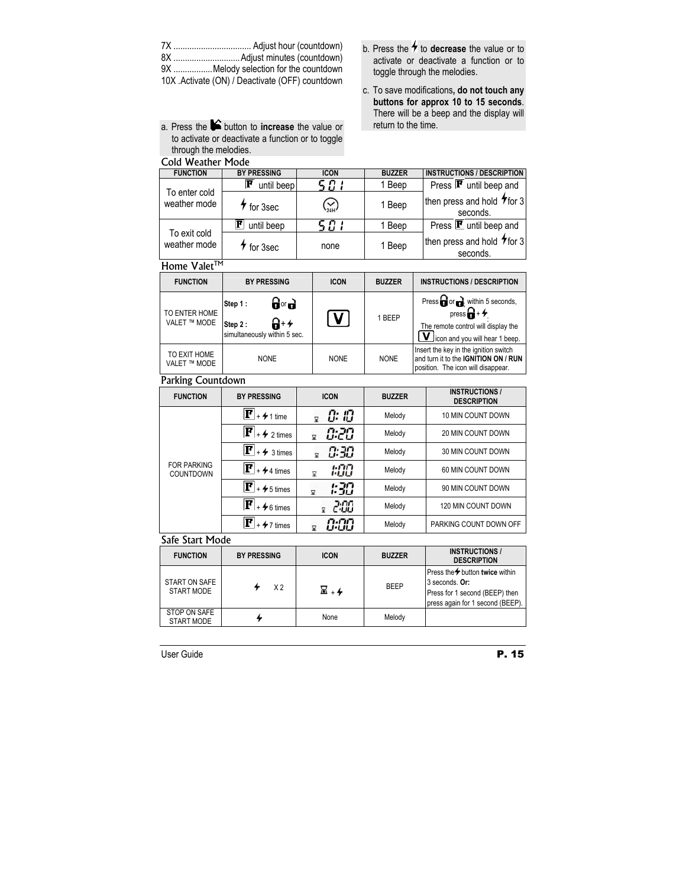7X .................................. Adjust hour (countdown)
8X ............................. Adjust minutes (countdown)
9X ................. Melody selection for the countdown
10X .Activate (ON) / Deactivate (OFF) countdown

a. Press the button to **increase** the value or to activate or deactivate a function or to toggle through the melodies.

b. Press the ⚡ to **decrease** the value or to activate or deactivate a function or to toggle through the melodies.

c. To save modifications**, do not touch any buttons for approx 10 to 15 seconds**. There will be a beep and the display will return to the time.

## Cold Weather Mode

| FUNCTION | BY PRESSING | ICON | BUZZER | INSTRUCTIONS / DESCRIPTION |
|---|---|---|---|---|
| To enter cold weather mode | F until beep | 501 | 1 Beep | Press F until beep and then press and hold ⚡ for 3 seconds. |
| | ⚡ for 3sec | 24H | 1 Beep | |
| To exit cold weather mode | F until beep | 501 | 1 Beep | Press F until beep and then press and hold ⚡ for 3 seconds. |
| | ⚡ for 3sec | none | 1 Beep | |

## Home Valet™

| FUNCTION | BY PRESSING | ICON | BUZZER | INSTRUCTIONS / DESCRIPTION |
|---|---|---|---|---|
| TO ENTER HOME VALET ™ MODE | Step 1 : 🔒 or 🔓<br>Step 2 : 🔒 + ⚡ simultaneously within 5 sec. | V | 1 BEEP | Press 🔒 or 🔓 within 5 seconds, press 🔒 + ⚡. The remote control will display the V icon and you will hear 1 beep. |
| TO EXIT HOME VALET ™ MODE | NONE | NONE | NONE | Insert the key in the ignition switch and turn it to the **IGNITION ON / RUN** position. The icon will disappear. |

## Parking Countdown

| FUNCTION | BY PRESSING | ICON | BUZZER | INSTRUCTIONS / DESCRIPTION |
|---|---|---|---|---|
| FOR PARKING COUNTDOWN | F + ⚡ 1 time | ⌛ 0:10 | Melody | 10 MIN COUNT DOWN |
| | F + ⚡ 2 times | ⌛ 0:20 | Melody | 20 MIN COUNT DOWN |
| | F + ⚡ 3 times | ⌛ 0:30 | Melody | 30 MIN COUNT DOWN |
| | F + ⚡ 4 times | ⌛ 1:00 | Melody | 60 MIN COUNT DOWN |
| | F + ⚡ 5 times | ⌛ 1:30 | Melody | 90 MIN COUNT DOWN |
| | F + ⚡ 6 times | ⌛ 2:00 | Melody | 120 MIN COUNT DOWN |
| | F + ⚡ 7 times | ⌛ 0:00 | Melody | PARKING COUNT DOWN OFF |

## Safe Start Mode

| FUNCTION | BY PRESSING | ICON | BUZZER | INSTRUCTIONS / DESCRIPTION |
|---|---|---|---|---|
| START ON SAFE START MODE | ⚡ X 2 | ⌛ + ⚡ | BEEP | Press the ⚡ button **twice** within 3 seconds. **Or:** Press for 1 second (BEEP) then press again for 1 second (BEEP). |
| STOP ON SAFE START MODE | ⚡ | None | Melody | |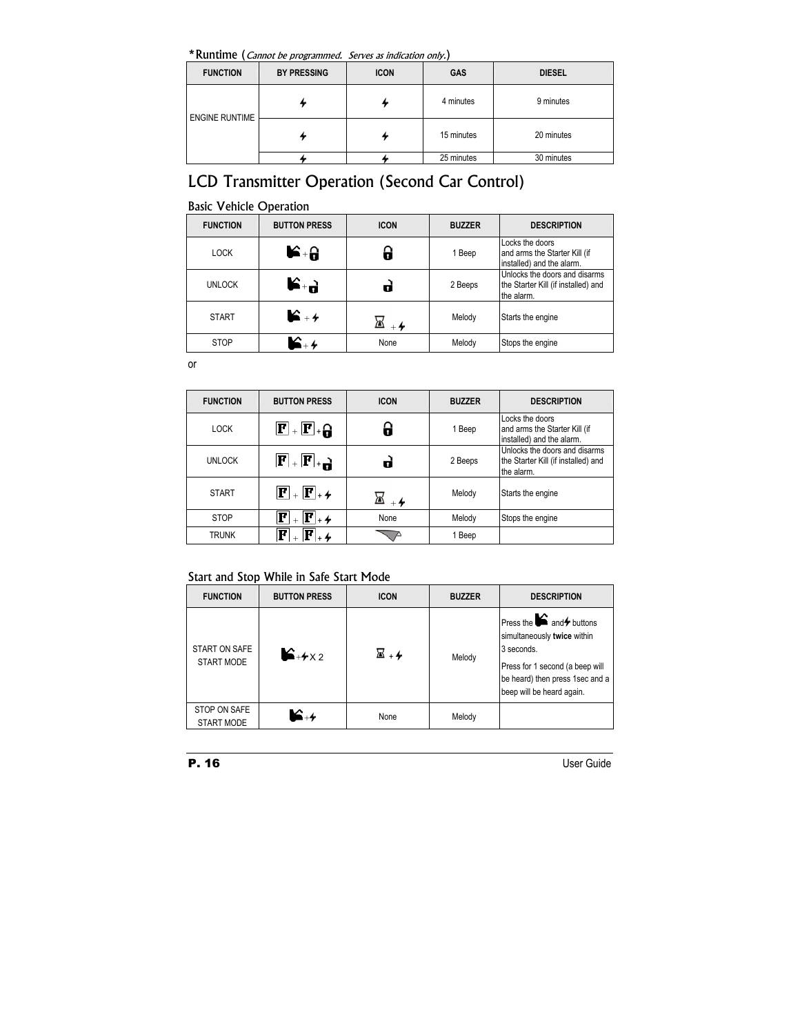*Runtime (*Cannot be programmed. Serves as indication only.*)

| FUNCTION | BY PRESSING | ICON | GAS | DIESEL |
|---|---|---|---|---|
| ENGINE RUNTIME | ⚡ | ⚡ | 4 minutes | 9 minutes |
| | ⚡ | ⚡ | 15 minutes | 20 minutes |
| | ⚡ | ⚡ | 25 minutes | 30 minutes |

# LCD Transmitter Operation (Second Car Control)

## Basic Vehicle Operation

| FUNCTION | BUTTON PRESS | ICON | BUZZER | DESCRIPTION |
|---|---|---|---|---|
| LOCK | 👉 + 🔒 | 🔒 | 1 Beep | Locks the doors and arms the Starter Kill (if installed) and the alarm. |
| UNLOCK | 👉 + 🔓 | 🔓 | 2 Beeps | Unlocks the doors and disarms the Starter Kill (if installed) and the alarm. |
| START | 👉 + ⚡ | ⌛ + ⚡ | Melody | Starts the engine |
| STOP | 👉 + ⚡ | None | Melody | Stops the engine |

or

| FUNCTION | BUTTON PRESS | ICON | BUZZER | DESCRIPTION |
|---|---|---|---|---|
| LOCK | F + F + 🔒 | 🔒 | 1 Beep | Locks the doors and arms the Starter Kill (if installed) and the alarm. |
| UNLOCK | F + F + 🔓 | 🔓 | 2 Beeps | Unlocks the doors and disarms the Starter Kill (if installed) and the alarm. |
| START | F + F + ⚡ | ⌛ + ⚡ | Melody | Starts the engine |
| STOP | F + F + ⚡ | None | Melody | Stops the engine |
| TRUNK | F + F + ⚡ | | 1 Beep | |

## Start and Stop While in Safe Start Mode

| FUNCTION | BUTTON PRESS | ICON | BUZZER | DESCRIPTION |
|---|---|---|---|---|
| START ON SAFE START MODE | 👉 + ⚡ X 2 | ⌛ + ⚡ | Melody | Press the 👉 and ⚡ buttons simultaneously **twice** within 3 seconds.<br>Press for 1 second (a beep will be heard) then press 1sec and a beep will be heard again. |
| STOP ON SAFE START MODE | 👉 + ⚡ | None | Melody | |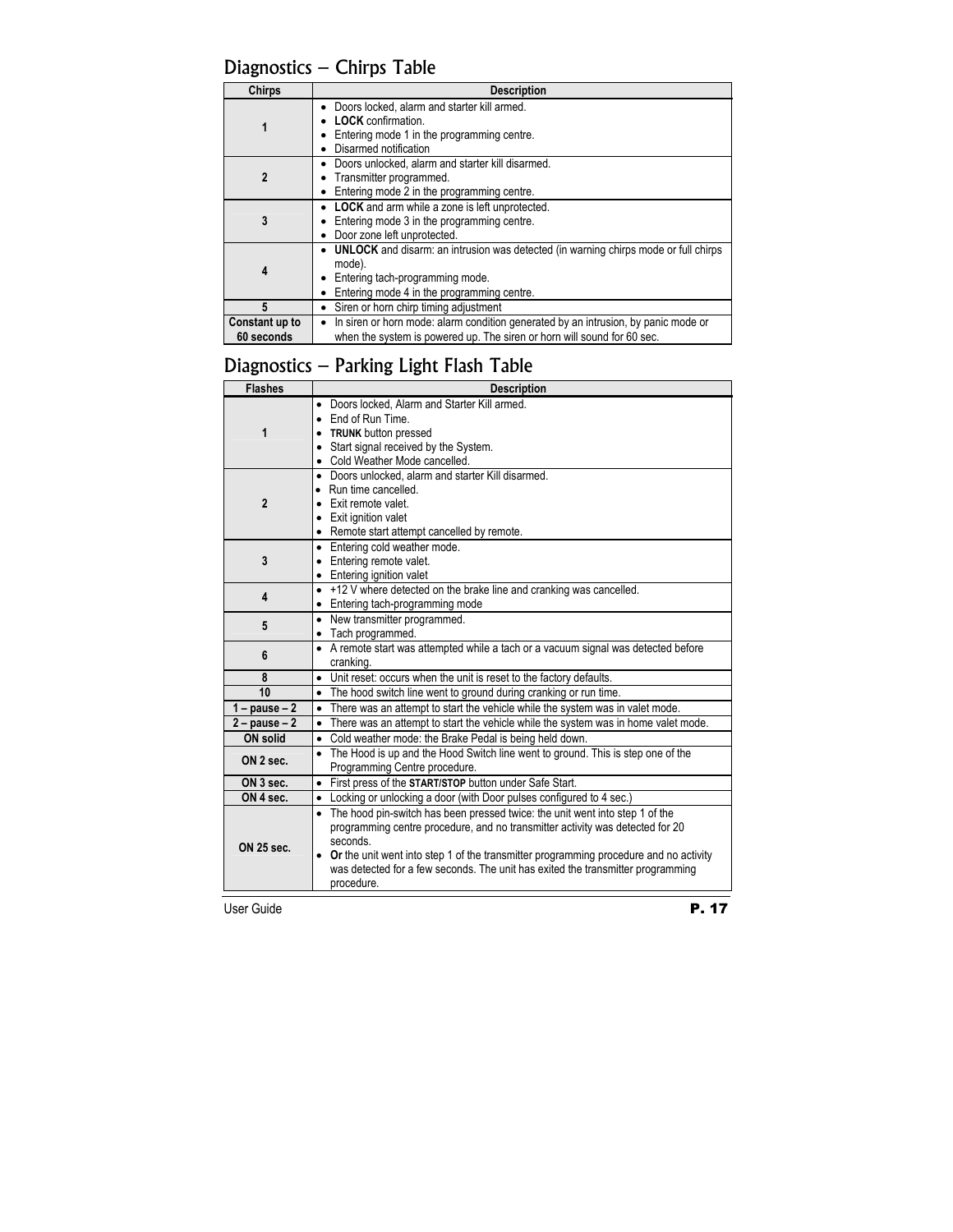## Diagnostics – Chirps Table

| Chirps | Description |
|---|---|
| 1 | • Doors locked, alarm and starter kill armed.<br>• **LOCK** confirmation.<br>• Entering mode 1 in the programming centre.<br>• Disarmed notification |
| 2 | • Doors unlocked, alarm and starter kill disarmed.<br>• Transmitter programmed.<br>• Entering mode 2 in the programming centre. |
| 3 | • **LOCK** and arm while a zone is left unprotected.<br>• Entering mode 3 in the programming centre.<br>• Door zone left unprotected. |
| 4 | • **UNLOCK** and disarm: an intrusion was detected (in warning chirps mode or full chirps mode).<br>• Entering tach-programming mode.<br>• Entering mode 4 in the programming centre. |
| 5 | • Siren or horn chirp timing adjustment |
| Constant up to 60 seconds | • In siren or horn mode: alarm condition generated by an intrusion, by panic mode or when the system is powered up. The siren or horn will sound for 60 sec. |

## Diagnostics – Parking Light Flash Table

| Flashes | Description |
|---|---|
| 1 | • Doors locked, Alarm and Starter Kill armed.<br>• End of Run Time.<br>• **TRUNK** button pressed<br>• Start signal received by the System.<br>• Cold Weather Mode cancelled. |
| 2 | • Doors unlocked, alarm and starter Kill disarmed.<br>• Run time cancelled.<br>• Exit remote valet.<br>• Exit ignition valet<br>• Remote start attempt cancelled by remote. |
| 3 | • Entering cold weather mode.<br>• Entering remote valet.<br>• Entering ignition valet |
| 4 | • +12 V where detected on the brake line and cranking was cancelled.<br>• Entering tach-programming mode |
| 5 | • New transmitter programmed.<br>• Tach programmed. |
| 6 | • A remote start was attempted while a tach or a vacuum signal was detected before cranking. |
| 8 | • Unit reset: occurs when the unit is reset to the factory defaults. |
| 10 | • The hood switch line went to ground during cranking or run time. |
| 1 – pause – 2 | • There was an attempt to start the vehicle while the system was in valet mode. |
| 2 – pause – 2 | • There was an attempt to start the vehicle while the system was in home valet mode. |
| ON solid | • Cold weather mode: the Brake Pedal is being held down. |
| ON 2 sec. | • The Hood is up and the Hood Switch line went to ground. This is step one of the Programming Centre procedure. |
| ON 3 sec. | • First press of the **START/STOP** button under Safe Start. |
| ON 4 sec. | • Locking or unlocking a door (with Door pulses configured to 4 sec.) |
| ON 25 sec. | • The hood pin-switch has been pressed twice: the unit went into step 1 of the programming centre procedure, and no transmitter activity was detected for 20 seconds.<br>• **Or** the unit went into step 1 of the transmitter programming procedure and no activity was detected for a few seconds. The unit has exited the transmitter programming procedure. |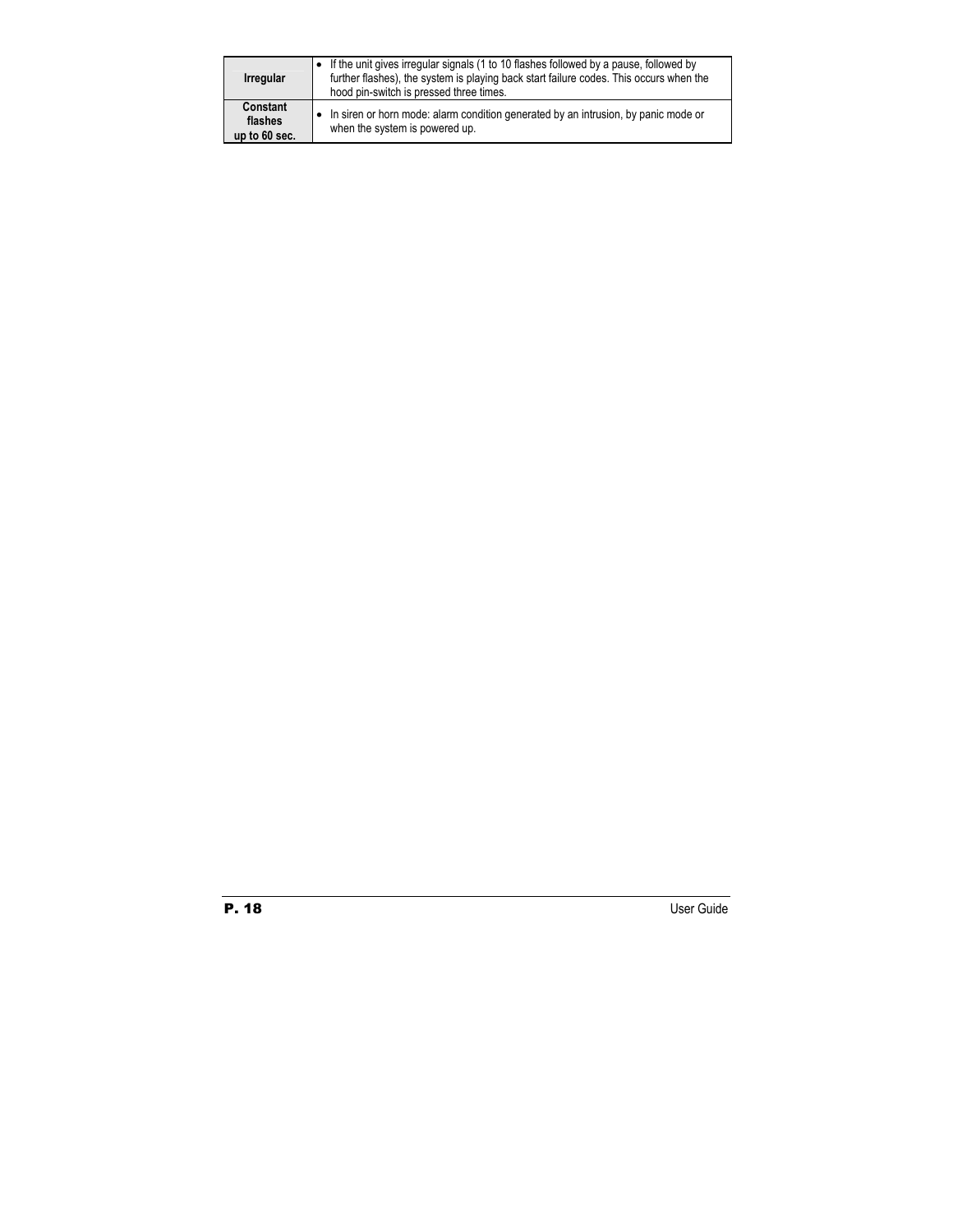| | |
|---|---|
| **Irregular** | • If the unit gives irregular signals (1 to 10 flashes followed by a pause, followed by further flashes), the system is playing back start failure codes. This occurs when the hood pin-switch is pressed three times. |
| **Constant flashes up to 60 sec.** | • In siren or horn mode: alarm condition generated by an intrusion, by panic mode or when the system is powered up. |